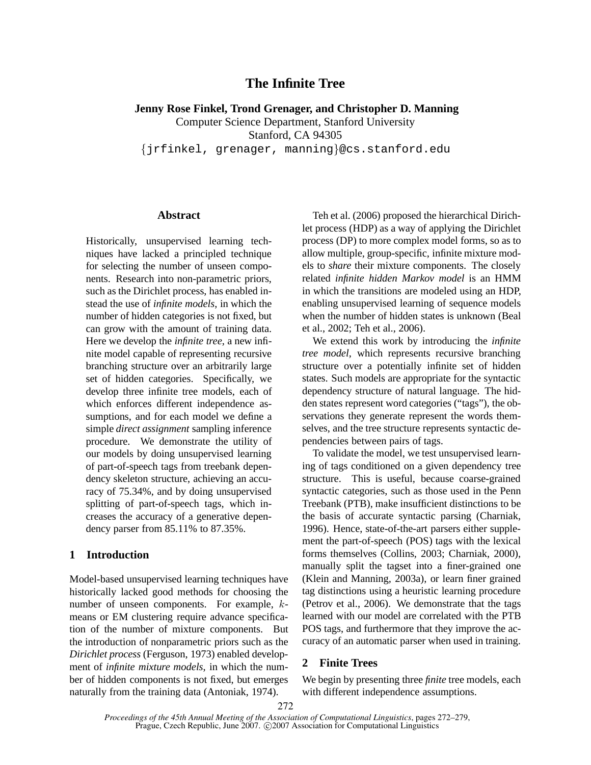# The Infinite Tree

**Jenny Rose Finkel, Trond Grenager, and Christopher D. Manning**

Computer Science Department, Stanford University
Stanford, CA 94305
{jrfinkel, grenager, manning}@cs.stanford.edu

## Abstract

Historically, unsupervised learning techniques have lacked a principled technique for selecting the number of unseen components. Research into non-parametric priors, such as the Dirichlet process, has enabled instead the use of *infinite models*, in which the number of hidden categories is not fixed, but can grow with the amount of training data. Here we develop the *infinite tree*, a new infinite model capable of representing recursive branching structure over an arbitrarily large set of hidden categories. Specifically, we develop three infinite tree models, each of which enforces different independence assumptions, and for each model we define a simple *direct assignment* sampling inference procedure. We demonstrate the utility of our models by doing unsupervised learning of part-of-speech tags from treebank dependency skeleton structure, achieving an accuracy of 75.34%, and by doing unsupervised splitting of part-of-speech tags, which increases the accuracy of a generative dependency parser from 85.11% to 87.35%.

## 1 Introduction

Model-based unsupervised learning techniques have historically lacked good methods for choosing the number of unseen components. For example, $k$-means or EM clustering require advance specification of the number of mixture components. But the introduction of nonparametric priors such as the *Dirichlet process* (Ferguson, 1973) enabled development of *infinite mixture models*, in which the number of hidden components is not fixed, but emerges naturally from the training data (Antoniak, 1974).

Teh et al. (2006) proposed the hierarchical Dirichlet process (HDP) as a way of applying the Dirichlet process (DP) to more complex model forms, so as to allow multiple, group-specific, infinite mixture models to *share* their mixture components. The closely related *infinite hidden Markov model* is an HMM in which the transitions are modeled using an HDP, enabling unsupervised learning of sequence models when the number of hidden states is unknown (Beal et al., 2002; Teh et al., 2006).

We extend this work by introducing the *infinite tree model*, which represents recursive branching structure over a potentially infinite set of hidden states. Such models are appropriate for the syntactic dependency structure of natural language. The hidden states represent word categories ("tags"), the observations they generate represent the words themselves, and the tree structure represents syntactic dependencies between pairs of tags.

To validate the model, we test unsupervised learning of tags conditioned on a given dependency tree structure. This is useful, because coarse-grained syntactic categories, such as those used in the Penn Treebank (PTB), make insufficient distinctions to be the basis of accurate syntactic parsing (Charniak, 1996). Hence, state-of-the-art parsers either supplement the part-of-speech (POS) tags with the lexical forms themselves (Collins, 2003; Charniak, 2000), manually split the tagset into a finer-grained one (Klein and Manning, 2003a), or learn finer grained tag distinctions using a heuristic learning procedure (Petrov et al., 2006). We demonstrate that the tags learned with our model are correlated with the PTB POS tags, and furthermore that they improve the accuracy of an automatic parser when used in training.

## 2 Finite Trees

We begin by presenting three *finite* tree models, each with different independence assumptions.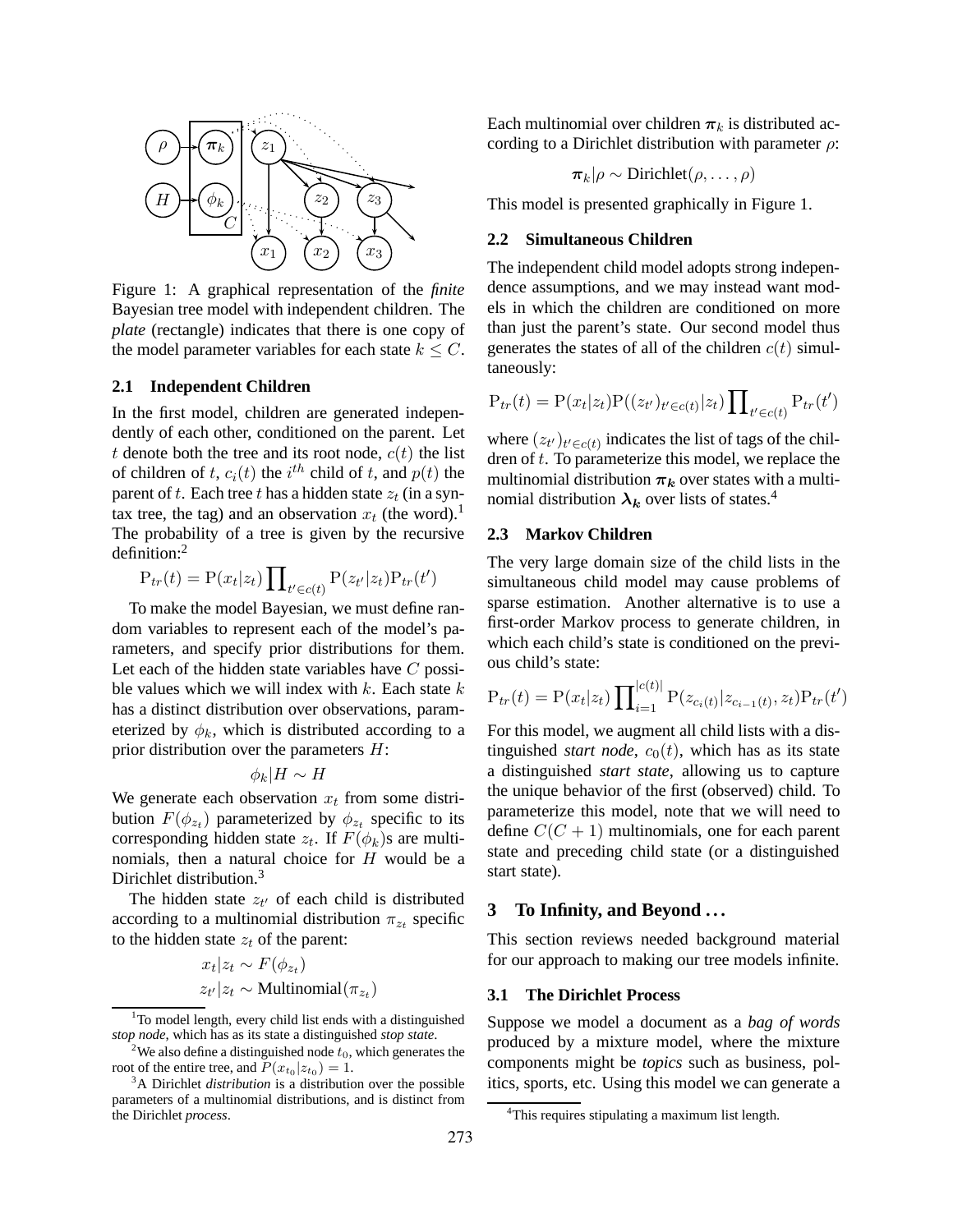Figure 1: A graphical representation of the *finite* Bayesian tree model with independent children. The *plate* (rectangle) indicates that there is one copy of the model parameter variables for each state $k \leq C$.

### 2.1 Independent Children

In the first model, children are generated independently of each other, conditioned on the parent. Let $t$ denote both the tree and its root node, $c(t)$ the list of children of $t$, $c_i(t)$ the $i^{th}$ child of $t$, and $p(t)$ the parent of $t$. Each tree $t$ has a hidden state $z_t$ (in a syntax tree, the tag) and an observation $x_t$ (the word).[1] The probability of a tree is given by the recursive definition:[2]

$$\mathrm{P}_{tr}(t) = \mathrm{P}(x_t|z_t) \prod_{t' \in c(t)} \mathrm{P}(z_{t'}|z_t) \mathrm{P}_{tr}(t')$$

To make the model Bayesian, we must define random variables to represent each of the model's parameters, and specify prior distributions for them. Let each of the hidden state variables have $C$ possible values which we will index with $k$. Each state $k$ has a distinct distribution over observations, parameterized by $\phi_k$, which is distributed according to a prior distribution over the parameters $H$:

$$\phi_k | H \sim H$$

We generate each observation $x_t$ from some distribution $F(\phi_{z_t})$ parameterized by $\phi_{z_t}$ specific to its corresponding hidden state $z_t$. If $F(\phi_k)$s are multinomials, then a natural choice for $H$ would be a Dirichlet distribution.[3]

The hidden state $z_{t'}$ of each child is distributed according to a multinomial distribution $\pi_{z_t}$ specific to the hidden state $z_t$ of the parent:

$$x_t | z_t \sim F(\phi_{z_t})$$
$$z_{t'} | z_t \sim \text{Multinomial}(\pi_{z_t})$$

Each multinomial over children $\boldsymbol{\pi}_k$ is distributed according to a Dirichlet distribution with parameter $\rho$:

$$\boldsymbol{\pi}_k | \rho \sim \text{Dirichlet}(\rho, \ldots, \rho)$$

This model is presented graphically in Figure 1.

### 2.2 Simultaneous Children

The independent child model adopts strong independence assumptions, and we may instead want models in which the children are conditioned on more than just the parent's state. Our second model thus generates the states of all of the children $c(t)$ simultaneously:

$$\mathrm{P}_{tr}(t) = \mathrm{P}(x_t|z_t) \mathrm{P}((z_{t'})_{t' \in c(t)}|z_t) \prod_{t' \in c(t)} \mathrm{P}_{tr}(t')$$

where $(z_{t'})_{t' \in c(t)}$ indicates the list of tags of the children of $t$. To parameterize this model, we replace the multinomial distribution $\boldsymbol{\pi_k}$ over states with a multinomial distribution $\boldsymbol{\lambda_k}$ over lists of states.[4]

### 2.3 Markov Children

The very large domain size of the child lists in the simultaneous child model may cause problems of sparse estimation. Another alternative is to use a first-order Markov process to generate children, in which each child's state is conditioned on the previous child's state:

$$\mathrm{P}_{tr}(t) = \mathrm{P}(x_t|z_t) \prod_{i=1}^{|c(t)|} \mathrm{P}(z_{c_i(t)}|z_{c_{i-1}(t)}, z_t) \mathrm{P}_{tr}(t')$$

For this model, we augment all child lists with a distinguished *start node*, $c_0(t)$, which has as its state a distinguished *start state*, allowing us to capture the unique behavior of the first (observed) child. To parameterize this model, note that we will need to define $C(C+1)$ multinomials, one for each parent state and preceding child state (or a distinguished start state).

## 3 To Infinity, and Beyond ...

This section reviews needed background material for our approach to making our tree models infinite.

### 3.1 The Dirichlet Process

Suppose we model a document as a *bag of words* produced by a mixture model, where the mixture components might be *topics* such as business, politics, sports, etc. Using this model we can generate a

---

[1] To model length, every child list ends with a distinguished *stop node*, which has as its state a distinguished *stop state*.

[2] We also define a distinguished node $t_0$, which generates the root of the entire tree, and $P(x_{t_0}|z_{t_0}) = 1$.

[3] A Dirichlet *distribution* is a distribution over the possible parameters of a multinomial distributions, and is distinct from the Dirichlet *process*.

[4] This requires stipulating a maximum list length.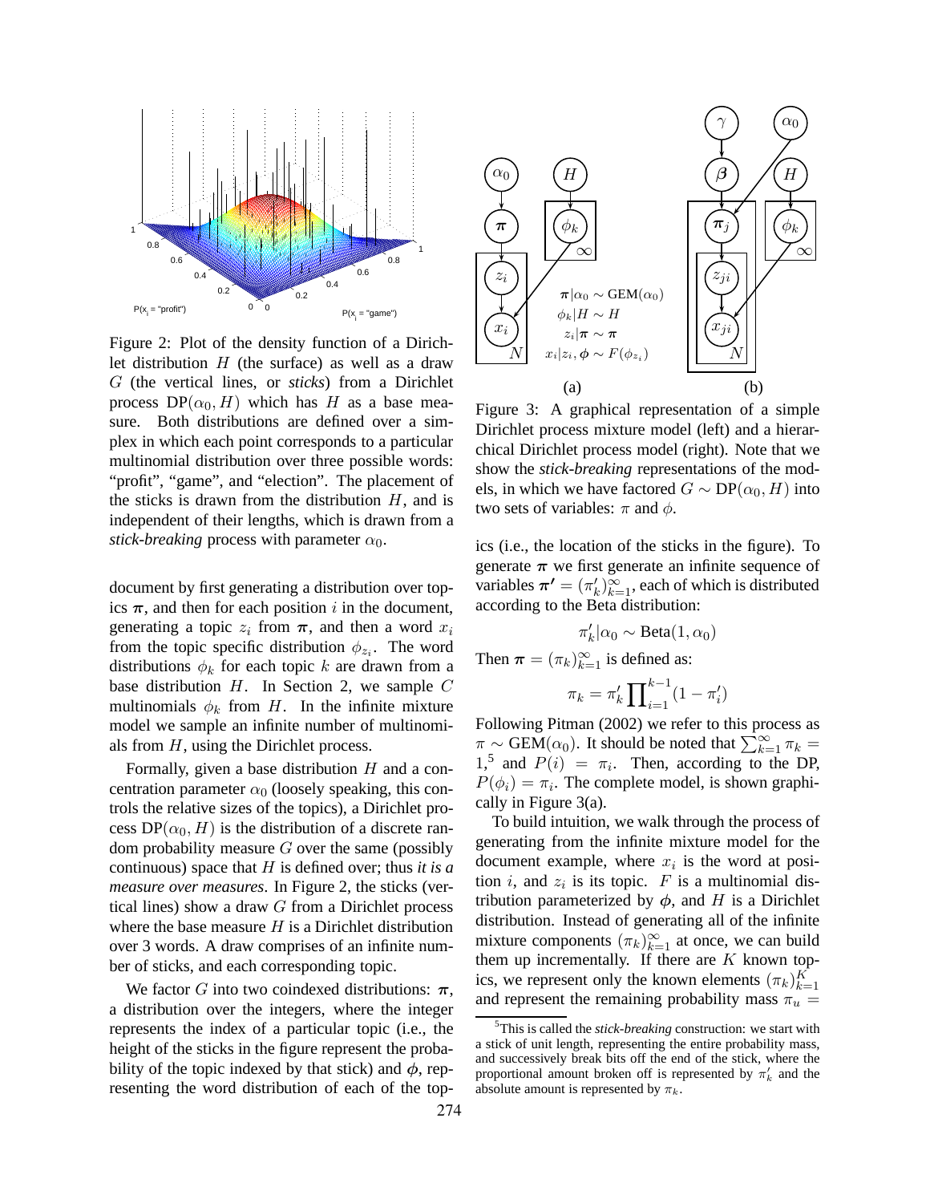Figure 2: Plot of the density function of a Dirichlet distribution $H$ (the surface) as well as a draw $G$ (the vertical lines, or *sticks*) from a Dirichlet process $\text{DP}(\alpha_0, H)$ which has $H$ as a base measure. Both distributions are defined over a simplex in which each point corresponds to a particular multinomial distribution over three possible words: "profit", "game", and "election". The placement of the sticks is drawn from the distribution $H$, and is independent of their lengths, which is drawn from a *stick-breaking* process with parameter $\alpha_0$.

document by first generating a distribution over topics $\boldsymbol{\pi}$, and then for each position $i$ in the document, generating a topic $z_i$ from $\boldsymbol{\pi}$, and then a word $x_i$ from the topic specific distribution $\phi_{z_i}$. The word distributions $\phi_k$ for each topic $k$ are drawn from a base distribution $H$. In Section 2, we sample $C$ multinomials $\phi_k$ from $H$. In the infinite mixture model we sample an infinite number of multinomials from $H$, using the Dirichlet process.

Formally, given a base distribution $H$ and a concentration parameter $\alpha_0$ (loosely speaking, this controls the relative sizes of the topics), a Dirichlet process $\text{DP}(\alpha_0, H)$ is the distribution of a discrete random probability measure $G$ over the same (possibly continuous) space that $H$ is defined over; thus *it is a measure over measures*. In Figure 2, the sticks (vertical lines) show a draw $G$ from a Dirichlet process where the base measure $H$ is a Dirichlet distribution over 3 words. A draw comprises of an infinite number of sticks, and each corresponding topic.

We factor $G$ into two coindexed distributions: $\boldsymbol{\pi}$, a distribution over the integers, where the integer represents the index of a particular topic (i.e., the height of the sticks in the figure represent the probability of the topic indexed by that stick) and $\boldsymbol{\phi}$, representing the word distribution of each of the topics (i.e., the location of the sticks in the figure). To generate $\boldsymbol{\pi}$ we first generate an infinite sequence of variables $\boldsymbol{\pi'} = (\pi'_k)_{k=1}^{\infty}$, each of which is distributed according to the Beta distribution:

$$\pi'_k | \alpha_0 \sim \text{Beta}(1, \alpha_0)$$

Then $\boldsymbol{\pi} = (\pi_k)_{k=1}^{\infty}$ is defined as:

$$\pi_k = \pi'_k \prod_{i=1}^{k-1} (1 - \pi'_i)$$

Following Pitman (2002) we refer to this process as $\pi \sim \text{GEM}(\alpha_0)$. It should be noted that $\sum_{k=1}^{\infty} \pi_k = 1$,[5] and $P(i) = \pi_i$. Then, according to the DP, $P(\phi_i) = \pi_i$. The complete model, is shown graphically in Figure 3(a).

Figure 3: A graphical representation of a simple Dirichlet process mixture model (left) and a hierarchical Dirichlet process model (right). Note that we show the *stick-breaking* representations of the models, in which we have factored $G \sim \text{DP}(\alpha_0, H)$ into two sets of variables: $\pi$ and $\phi$.

(a): $\boldsymbol{\pi} | \alpha_0 \sim \text{GEM}(\alpha_0)$, $\phi_k | H \sim H$, $z_i | \boldsymbol{\pi} \sim \boldsymbol{\pi}$, $x_i | z_i, \boldsymbol{\phi} \sim F(\phi_{z_i})$

To build intuition, we walk through the process of generating from the infinite mixture model for the document example, where $x_i$ is the word at position $i$, and $z_i$ is its topic. $F$ is a multinomial distribution parameterized by $\phi$, and $H$ is a Dirichlet distribution. Instead of generating all of the infinite mixture components $(\pi_k)_{k=1}^{\infty}$ at once, we can build them up incrementally. If there are $K$ known topics, we represent only the known elements $(\pi_k)_{k=1}^{K}$ and represent the remaining probability mass $\pi_u =$

[5] This is called the *stick-breaking* construction: we start with a stick of unit length, representing the entire probability mass, and successively break bits off the end of the stick, where the proportional amount broken off is represented by $\pi'_k$ and the absolute amount is represented by $\pi_k$.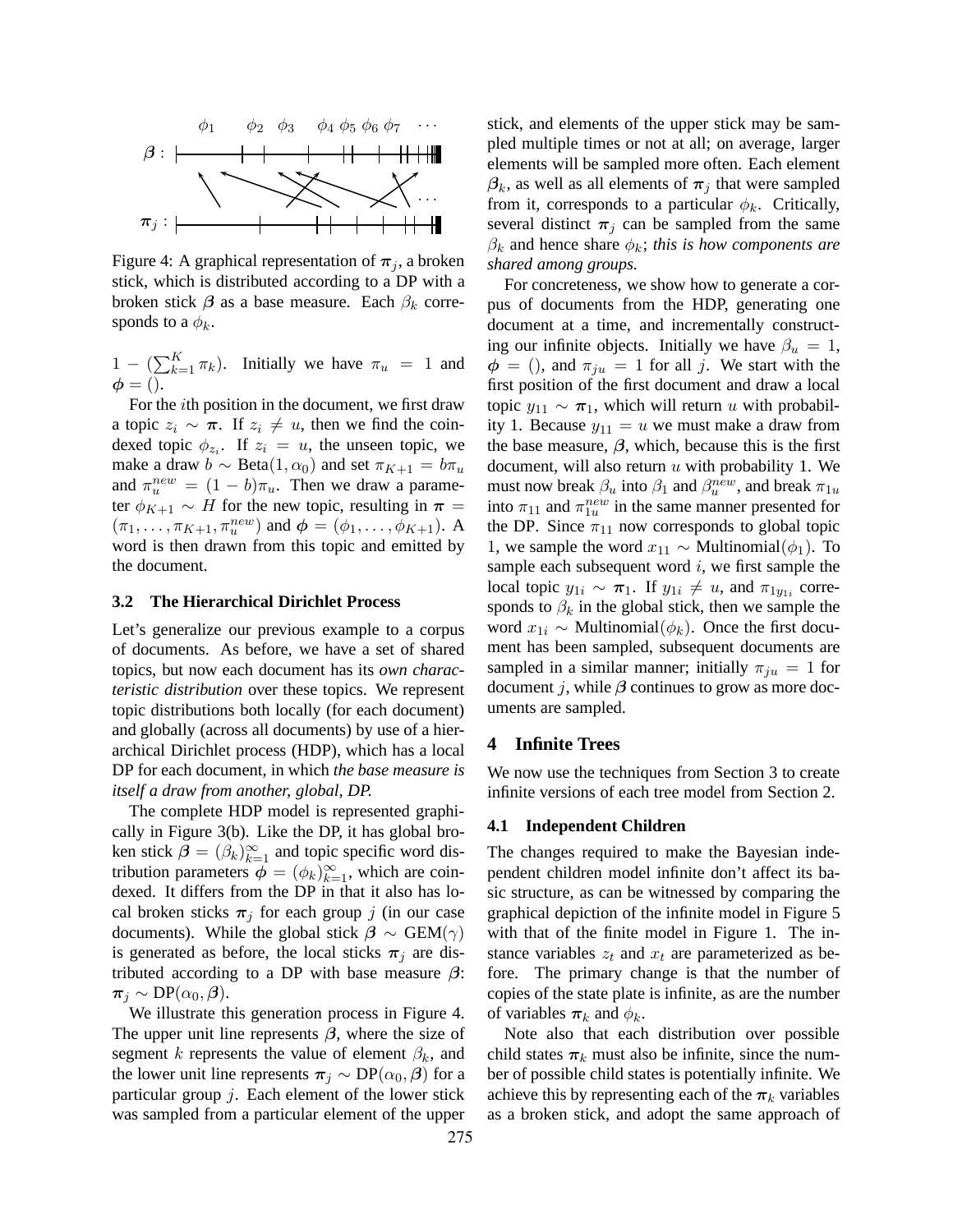Figure 4: A graphical representation of $\boldsymbol{\pi}_j$, a broken stick, which is distributed according to a DP with a broken stick $\boldsymbol{\beta}$ as a base measure. Each $\beta_k$ corresponds to a $\phi_k$.

$1 - (\sum_{k=1}^{K} \pi_k)$. Initially we have $\pi_u = 1$ and $\boldsymbol{\phi} = ()$.

For the $i$th position in the document, we first draw a topic $z_i \sim \boldsymbol{\pi}$. If $z_i \neq u$, then we find the coindexed topic $\phi_{z_i}$. If $z_i = u$, the unseen topic, we make a draw $b \sim \text{Beta}(1, \alpha_0)$ and set $\pi_{K+1} = b\pi_u$ and $\pi_u^{new} = (1 - b)\pi_u$. Then we draw a parameter $\phi_{K+1} \sim H$ for the new topic, resulting in $\boldsymbol{\pi} = (\pi_1, \ldots, \pi_{K+1}, \pi_u^{new})$ and $\boldsymbol{\phi} = (\phi_1, \ldots, \phi_{K+1})$. A word is then drawn from this topic and emitted by the document.

### 3.2 The Hierarchical Dirichlet Process

Let's generalize our previous example to a corpus of documents. As before, we have a set of shared topics, but now each document has its *own characteristic distribution* over these topics. We represent topic distributions both locally (for each document) and globally (across all documents) by use of a hierarchical Dirichlet process (HDP), which has a local DP for each document, in which *the base measure is itself a draw from another, global, DP.*

The complete HDP model is represented graphically in Figure 3(b). Like the DP, it has global broken stick $\boldsymbol{\beta} = (\beta_k)_{k=1}^{\infty}$ and topic specific word distribution parameters $\boldsymbol{\phi} = (\phi_k)_{k=1}^{\infty}$, which are coindexed. It differs from the DP in that it also has local broken sticks $\boldsymbol{\pi}_j$ for each group $j$ (in our case documents). While the global stick $\boldsymbol{\beta} \sim \text{GEM}(\gamma)$ is generated as before, the local sticks $\boldsymbol{\pi}_j$ are distributed according to a DP with base measure $\boldsymbol{\beta}$: $\boldsymbol{\pi}_j \sim \text{DP}(\alpha_0, \boldsymbol{\beta})$.

We illustrate this generation process in Figure 4. The upper unit line represents $\boldsymbol{\beta}$, where the size of segment $k$ represents the value of element $\beta_k$, and the lower unit line represents $\boldsymbol{\pi}_j \sim \text{DP}(\alpha_0, \boldsymbol{\beta})$ for a particular group $j$. Each element of the lower stick was sampled from a particular element of the upper stick, and elements of the upper stick may be sampled multiple times or not at all; on average, larger elements will be sampled more often. Each element $\boldsymbol{\beta}_k$, as well as all elements of $\boldsymbol{\pi}_j$ that were sampled from it, corresponds to a particular $\phi_k$. Critically, several distinct $\boldsymbol{\pi}_j$ can be sampled from the same $\beta_k$ and hence share $\phi_k$; *this is how components are shared among groups.*

For concreteness, we show how to generate a corpus of documents from the HDP, generating one document at a time, and incrementally constructing our infinite objects. Initially we have $\beta_u = 1$, $\boldsymbol{\phi} = ()$, and $\pi_{ju} = 1$ for all $j$. We start with the first position of the first document and draw a local topic $y_{11} \sim \boldsymbol{\pi}_1$, which will return $u$ with probability 1. Because $y_{11} = u$ we must make a draw from the base measure, $\boldsymbol{\beta}$, which, because this is the first document, will also return $u$ with probability 1. We must now break $\beta_u$ into $\beta_1$ and $\beta_u^{new}$, and break $\pi_{1u}$ into $\pi_{11}$ and $\pi_{1u}^{new}$ in the same manner presented for the DP. Since $\pi_{11}$ now corresponds to global topic 1, we sample the word $x_{11} \sim \text{Multinomial}(\phi_1)$. To sample each subsequent word $i$, we first sample the local topic $y_{1i} \sim \boldsymbol{\pi}_1$. If $y_{1i} \neq u$, and $\pi_{1y_{1i}}$ corresponds to $\beta_k$ in the global stick, then we sample the word $x_{1i} \sim \text{Multinomial}(\phi_k)$. Once the first document has been sampled, subsequent documents are sampled in a similar manner; initially $\pi_{ju} = 1$ for document $j$, while $\boldsymbol{\beta}$ continues to grow as more documents are sampled.

## 4 Infinite Trees

We now use the techniques from Section 3 to create infinite versions of each tree model from Section 2.

### 4.1 Independent Children

The changes required to make the Bayesian independent children model infinite don't affect its basic structure, as can be witnessed by comparing the graphical depiction of the infinite model in Figure 5 with that of the finite model in Figure 1. The instance variables $z_t$ and $x_t$ are parameterized as before. The primary change is that the number of copies of the state plate is infinite, as are the number of variables $\boldsymbol{\pi}_k$ and $\phi_k$.

Note also that each distribution over possible child states $\boldsymbol{\pi}_k$ must also be infinite, since the number of possible child states is potentially infinite. We achieve this by representing each of the $\boldsymbol{\pi}_k$ variables as a broken stick, and adopt the same approach of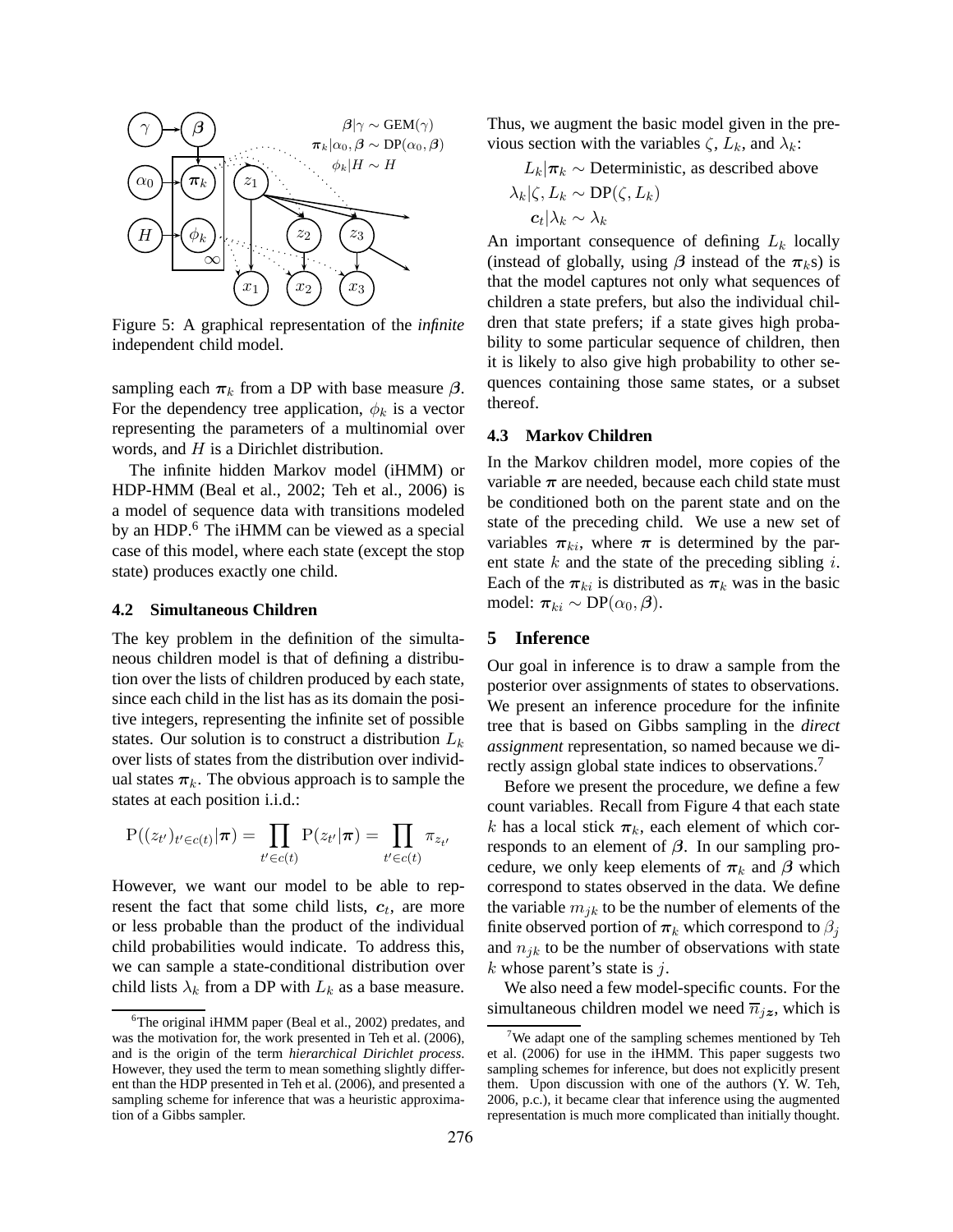Figure 5: A graphical representation of the *infinite* independent child model.

sampling each $\boldsymbol{\pi}_k$ from a DP with base measure $\boldsymbol{\beta}$. For the dependency tree application, $\phi_k$ is a vector representing the parameters of a multinomial over words, and $H$ is a Dirichlet distribution.

The infinite hidden Markov model (iHMM) or HDP-HMM (Beal et al., 2002; Teh et al., 2006) is a model of sequence data with transitions modeled by an HDP.[6] The iHMM can be viewed as a special case of this model, where each state (except the stop state) produces exactly one child.

### 4.2 Simultaneous Children

The key problem in the definition of the simultaneous children model is that of defining a distribution over the lists of children produced by each state, since each child in the list has as its domain the positive integers, representing the infinite set of possible states. Our solution is to construct a distribution $L_k$ over lists of states from the distribution over individual states $\boldsymbol{\pi}_k$. The obvious approach is to sample the states at each position i.i.d.:

$$\mathrm{P}((z_{t'})_{t' \in c(t)} | \boldsymbol{\pi}) = \prod_{t' \in c(t)} \mathrm{P}(z_{t'} | \boldsymbol{\pi}) = \prod_{t' \in c(t)} \pi_{z_{t'}}$$

However, we want our model to be able to represent the fact that some child lists, $\boldsymbol{c}_t$, are more or less probable than the product of the individual child probabilities would indicate. To address this, we can sample a state-conditional distribution over child lists $\lambda_k$ from a DP with $L_k$ as a base measure.

Thus, we augment the basic model given in the previous section with the variables $\zeta$, $L_k$, and $\lambda_k$:

$$L_k | \boldsymbol{\pi}_k \sim \text{Deterministic, as described above}$$
$$\lambda_k | \zeta, L_k \sim \mathrm{DP}(\zeta, L_k)$$
$$\boldsymbol{c}_t | \lambda_k \sim \lambda_k$$

An important consequence of defining $L_k$ locally (instead of globally, using $\boldsymbol{\beta}$ instead of the $\boldsymbol{\pi}_k$s) is that the model captures not only what sequences of children a state prefers, but also the individual children that state prefers; if a state gives high probability to some particular sequence of children, then it is likely to also give high probability to other sequences containing those same states, or a subset thereof.

### 4.3 Markov Children

In the Markov children model, more copies of the variable $\boldsymbol{\pi}$ are needed, because each child state must be conditioned both on the parent state and on the state of the preceding child. We use a new set of variables $\boldsymbol{\pi}_{ki}$, where $\boldsymbol{\pi}$ is determined by the parent state $k$ and the state of the preceding sibling $i$. Each of the $\boldsymbol{\pi}_{ki}$ is distributed as $\boldsymbol{\pi}_k$ was in the basic model: $\boldsymbol{\pi}_{ki} \sim \mathrm{DP}(\alpha_0, \boldsymbol{\beta})$.

## 5 Inference

Our goal in inference is to draw a sample from the posterior over assignments of states to observations. We present an inference procedure for the infinite tree that is based on Gibbs sampling in the *direct assignment* representation, so named because we directly assign global state indices to observations.[7]

Before we present the procedure, we define a few count variables. Recall from Figure 4 that each state $k$ has a local stick $\boldsymbol{\pi}_k$, each element of which corresponds to an element of $\boldsymbol{\beta}$. In our sampling procedure, we only keep elements of $\boldsymbol{\pi}_k$ and $\boldsymbol{\beta}$ which correspond to states observed in the data. We define the variable $m_{jk}$ to be the number of elements of the finite observed portion of $\boldsymbol{\pi}_k$ which correspond to $\beta_j$ and $n_{jk}$ to be the number of observations with state $k$ whose parent's state is $j$.

We also need a few model-specific counts. For the simultaneous children model we need $\overline{n}_{j\boldsymbol{z}}$, which is

[6] The original iHMM paper (Beal et al., 2002) predates, and was the motivation for, the work presented in Teh et al. (2006), and is the origin of the term *hierarchical Dirichlet process*. However, they used the term to mean something slightly different than the HDP presented in Teh et al. (2006), and presented a sampling scheme for inference that was a heuristic approximation of a Gibbs sampler.

[7] We adapt one of the sampling schemes mentioned by Teh et al. (2006) for use in the iHMM. This paper suggests two sampling schemes for inference, but does not explicitly present them. Upon discussion with one of the authors (Y. W. Teh, 2006, p.c.), it became clear that inference using the augmented representation is much more complicated than initially thought.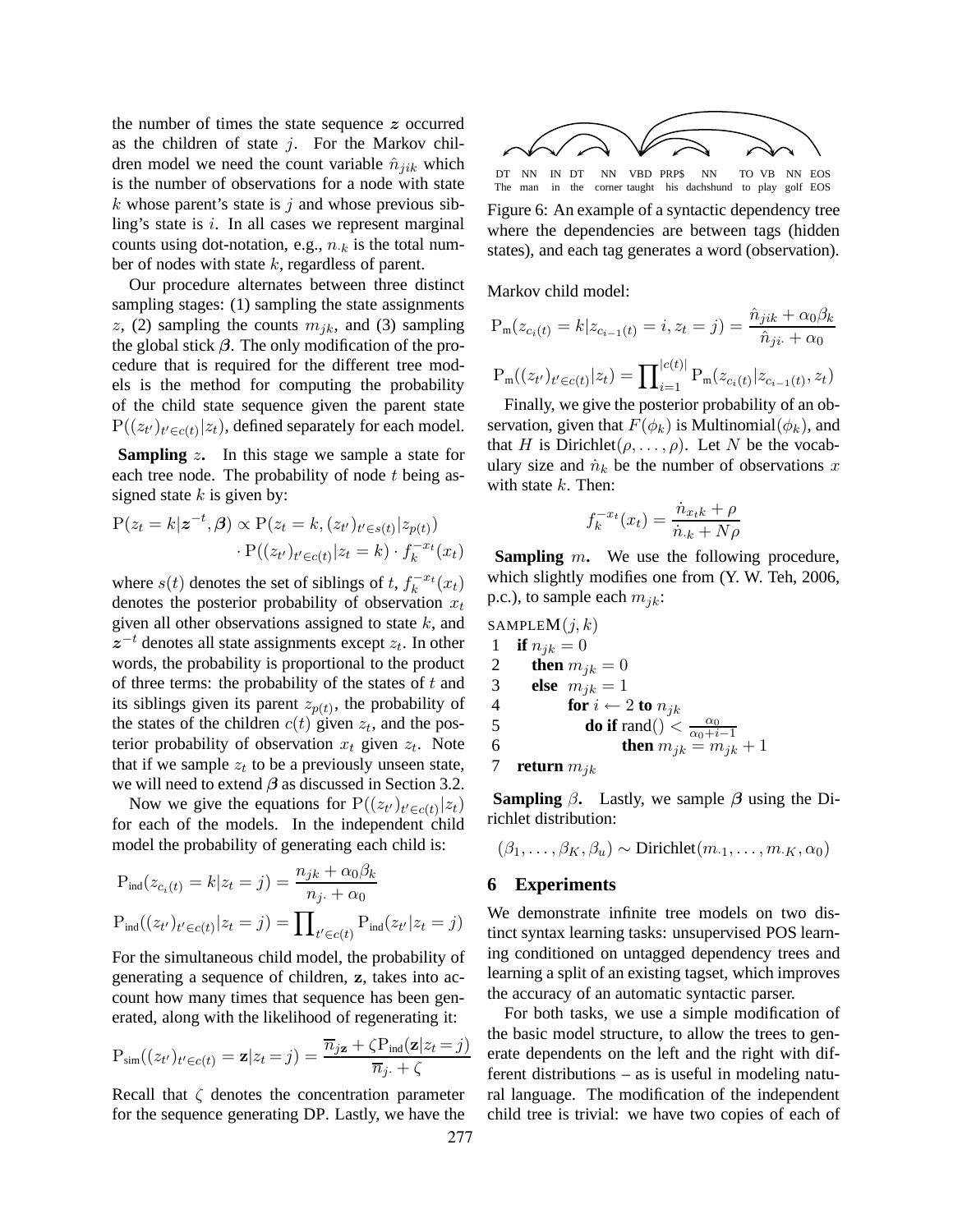the number of times the state sequence $\boldsymbol{z}$ occurred as the children of state $j$. For the Markov children model we need the count variable $\hat{n}_{jik}$ which is the number of observations for a node with state $k$ whose parent's state is $j$ and whose previous sibling's state is $i$. In all cases we represent marginal counts using dot-notation, e.g., $n_{\cdot k}$ is the total number of nodes with state $k$, regardless of parent.

Our procedure alternates between three distinct sampling stages: (1) sampling the state assignments $z$, (2) sampling the counts $m_{jk}$, and (3) sampling the global stick $\boldsymbol{\beta}$. The only modification of the procedure that is required for the different tree models is the method for computing the probability of the child state sequence given the parent state $\mathrm{P}((z_{t'})_{t' \in c(t)} | z_t)$, defined separately for each model.

**Sampling** $z$**.** In this stage we sample a state for each tree node. The probability of node $t$ being assigned state $k$ is given by:

$$\mathrm{P}(z_t = k | \boldsymbol{z}^{-t}, \boldsymbol{\beta}) \propto \mathrm{P}(z_t = k, (z_{t'})_{t' \in s(t)} | z_{p(t)}) \cdot \mathrm{P}((z_{t'})_{t' \in c(t)} | z_t = k) \cdot f_k^{-x_t}(x_t)$$

where $s(t)$ denotes the set of siblings of $t$, $f_k^{-x_t}(x_t)$ denotes the posterior probability of observation $x_t$ given all other observations assigned to state $k$, and $\boldsymbol{z}^{-t}$ denotes all state assignments except $z_t$. In other words, the probability is proportional to the product of three terms: the probability of the states of $t$ and its siblings given its parent $z_{p(t)}$, the probability of the states of the children $c(t)$ given $z_t$, and the posterior probability of observation $x_t$ given $z_t$. Note that if we sample $z_t$ to be a previously unseen state, we will need to extend $\boldsymbol{\beta}$ as discussed in Section 3.2.

Now we give the equations for $\mathrm{P}((z_{t'})_{t' \in c(t)} | z_t)$ for each of the models. In the independent child model the probability of generating each child is:

$$\mathrm{P}_{\text{ind}}(z_{c_i(t)} = k | z_t = j) = \frac{n_{jk} + \alpha_0 \beta_k}{n_{j\cdot} + \alpha_0}$$

$$\mathrm{P}_{\text{ind}}((z_{t'})_{t' \in c(t)} | z_t = j) = \prod_{t' \in c(t)} \mathrm{P}_{\text{ind}}(z_{t'} | z_t = j)$$

For the simultaneous child model, the probability of generating a sequence of children, $\mathbf{z}$, takes into account how many times that sequence has been generated, along with the likelihood of regenerating it:

$$\mathrm{P}_{\text{sim}}((z_{t'})_{t' \in c(t)} = \mathbf{z} | z_t = j) = \frac{\overline{n}_{j\mathbf{z}} + \zeta \mathrm{P}_{\text{ind}}(\mathbf{z} | z_t = j)}{\overline{n}_{j\cdot} + \zeta}$$

Recall that $\zeta$ denotes the concentration parameter for the sequence generating DP. Lastly, we have the Markov child model:

$$\mathrm{P}_{\text{m}}(z_{c_i(t)} = k | z_{c_{i-1}(t)} = i, z_t = j) = \frac{\hat{n}_{jik} + \alpha_0 \beta_k}{\hat{n}_{ji\cdot} + \alpha_0}$$

$$\mathrm{P}_{\text{m}}((z_{t'})_{t' \in c(t)} | z_t) = \prod_{i=1}^{|c(t)|} \mathrm{P}_{\text{m}}(z_{c_i(t)} | z_{c_{i-1}(t)}, z_t)$$

Finally, we give the posterior probability of an observation, given that $F(\phi_k)$ is Multinomial$(\phi_k)$, and that $H$ is Dirichlet$(\rho, \ldots, \rho)$. Let $N$ be the vocabulary size and $\dot{n}_k$ be the number of observations $x$ with state $k$. Then:

$$f_k^{-x_t}(x_t) = \frac{\dot{n}_{x_t k} + \rho}{\dot{n}_{\cdot k} + N\rho}$$

**Sampling** $m$**.** We use the following procedure, which slightly modifies one from (Y. W. Teh, 2006, p.c.), to sample each $m_{jk}$:

```
SAMPLEM(j, k)
1  if n_jk = 0
2     then m_jk = 0
3     else m_jk = 1
4          for i ← 2 to n_jk
5             do if rand() < α_0 / (α_0 + i − 1)
6                then m_jk = m_jk + 1
7  return m_jk
```

**Sampling** $\beta$**.** Lastly, we sample $\boldsymbol{\beta}$ using the Dirichlet distribution:

$$(\beta_1, \ldots, \beta_K, \beta_u) \sim \text{Dirichlet}(m_{\cdot 1}, \ldots, m_{\cdot K}, \alpha_0)$$

Figure 6: An example of a syntactic dependency tree where the dependencies are between tags (hidden states), and each tag generates a word (observation).

## 6 Experiments

We demonstrate infinite tree models on two distinct syntax learning tasks: unsupervised POS learning conditioned on untagged dependency trees and learning a split of an existing tagset, which improves the accuracy of an automatic syntactic parser.

For both tasks, we use a simple modification of the basic model structure, to allow the trees to generate dependents on the left and the right with different distributions – as is useful in modeling natural language. The modification of the independent child tree is trivial: we have two copies of each of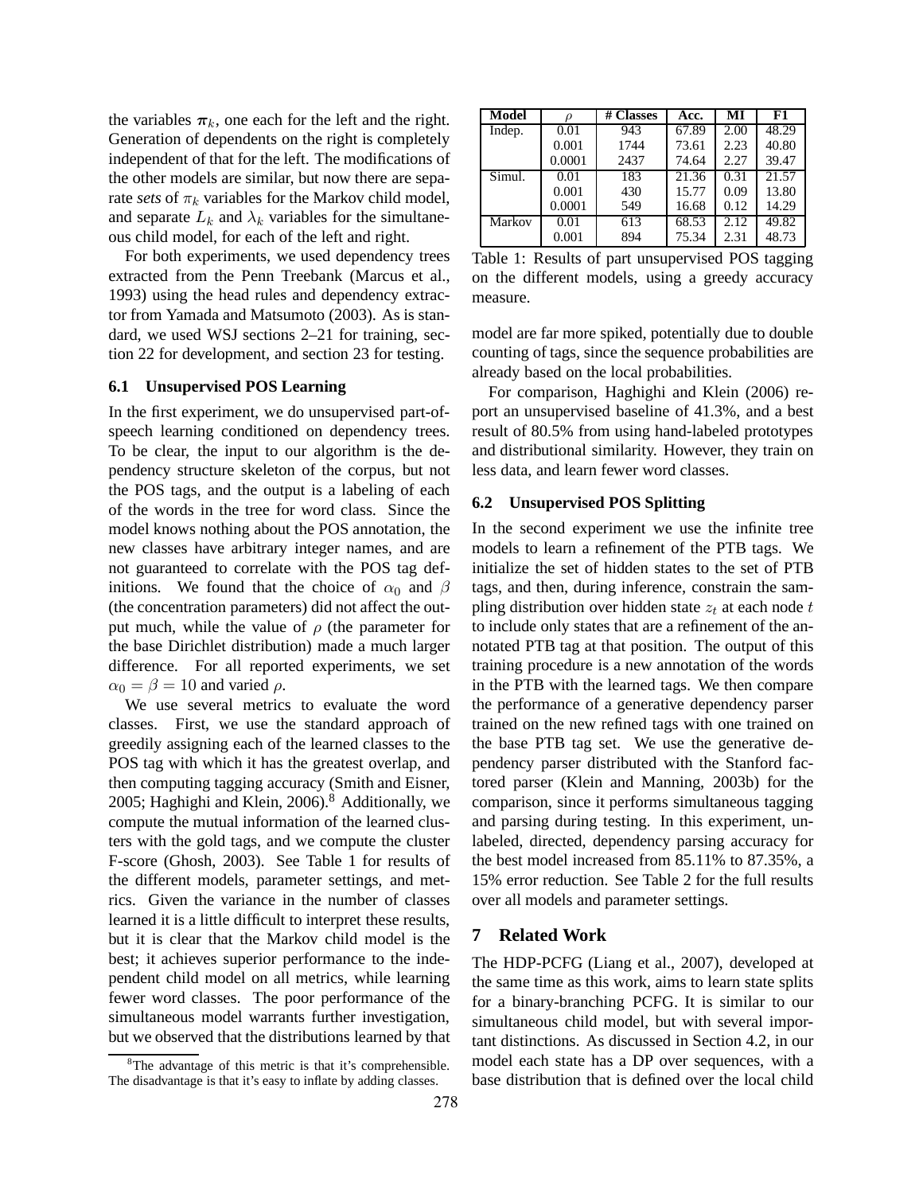the variables $\boldsymbol{\pi}_k$, one each for the left and the right. Generation of dependents on the right is completely independent of that for the left. The modifications of the other models are similar, but now there are separate *sets* of $\pi_k$ variables for the Markov child model, and separate $L_k$ and $\lambda_k$ variables for the simultaneous child model, for each of the left and right.

For both experiments, we used dependency trees extracted from the Penn Treebank (Marcus et al., 1993) using the head rules and dependency extractor from Yamada and Matsumoto (2003). As is standard, we used WSJ sections 2–21 for training, section 22 for development, and section 23 for testing.

### 6.1 Unsupervised POS Learning

In the first experiment, we do unsupervised part-of-speech learning conditioned on dependency trees. To be clear, the input to our algorithm is the dependency structure skeleton of the corpus, but not the POS tags, and the output is a labeling of each of the words in the tree for word class. Since the model knows nothing about the POS annotation, the new classes have arbitrary integer names, and are not guaranteed to correlate with the POS tag definitions. We found that the choice of $\alpha_0$ and $\beta$ (the concentration parameters) did not affect the output much, while the value of $\rho$ (the parameter for the base Dirichlet distribution) made a much larger difference. For all reported experiments, we set $\alpha_0 = \beta = 10$ and varied $\rho$.

We use several metrics to evaluate the word classes. First, we use the standard approach of greedily assigning each of the learned classes to the POS tag with which it has the greatest overlap, and then computing tagging accuracy (Smith and Eisner, 2005; Haghighi and Klein, 2006).[8] Additionally, we compute the mutual information of the learned clusters with the gold tags, and we compute the cluster F-score (Ghosh, 2003). See Table 1 for results of the different models, parameter settings, and metrics. Given the variance in the number of classes learned it is a little difficult to interpret these results, but it is clear that the Markov child model is the best; it achieves superior performance to the independent child model on all metrics, while learning fewer word classes. The poor performance of the simultaneous model warrants further investigation, but we observed that the distributions learned by that model are far more spiked, potentially due to double counting of tags, since the sequence probabilities are already based on the local probabilities.

[8] The advantage of this metric is that it's comprehensible. The disadvantage is that it's easy to inflate by adding classes.

| Model | $\rho$ | # Classes | Acc. | MI | F1 |
|---|---|---|---|---|---|
| Indep. | 0.01 | 943 | 67.89 | 2.00 | 48.29 |
| | 0.001 | 1744 | 73.61 | 2.23 | 40.80 |
| | 0.0001 | 2437 | 74.64 | 2.27 | 39.47 |
| Simul. | 0.01 | 183 | 21.36 | 0.31 | 21.57 |
| | 0.001 | 430 | 15.77 | 0.09 | 13.80 |
| | 0.0001 | 549 | 16.68 | 0.12 | 14.29 |
| Markov | 0.01 | 613 | 68.53 | 2.12 | 49.82 |
| | 0.001 | 894 | 75.34 | 2.31 | 48.73 |

Table 1: Results of part unsupervised POS tagging on the different models, using a greedy accuracy measure.

For comparison, Haghighi and Klein (2006) report an unsupervised baseline of 41.3%, and a best result of 80.5% from using hand-labeled prototypes and distributional similarity. However, they train on less data, and learn fewer word classes.

### 6.2 Unsupervised POS Splitting

In the second experiment we use the infinite tree models to learn a refinement of the PTB tags. We initialize the set of hidden states to the set of PTB tags, and then, during inference, constrain the sampling distribution over hidden state $z_t$ at each node $t$ to include only states that are a refinement of the annotated PTB tag at that position. The output of this training procedure is a new annotation of the words in the PTB with the learned tags. We then compare the performance of a generative dependency parser trained on the new refined tags with one trained on the base PTB tag set. We use the generative dependency parser distributed with the Stanford factored parser (Klein and Manning, 2003b) for the comparison, since it performs simultaneous tagging and parsing during testing. In this experiment, unlabeled, directed, dependency parsing accuracy for the best model increased from 85.11% to 87.35%, a 15% error reduction. See Table 2 for the full results over all models and parameter settings.

## 7 Related Work

The HDP-PCFG (Liang et al., 2007), developed at the same time as this work, aims to learn state splits for a binary-branching PCFG. It is similar to our simultaneous child model, but with several important distinctions. As discussed in Section 4.2, in our model each state has a DP over sequences, with a base distribution that is defined over the local child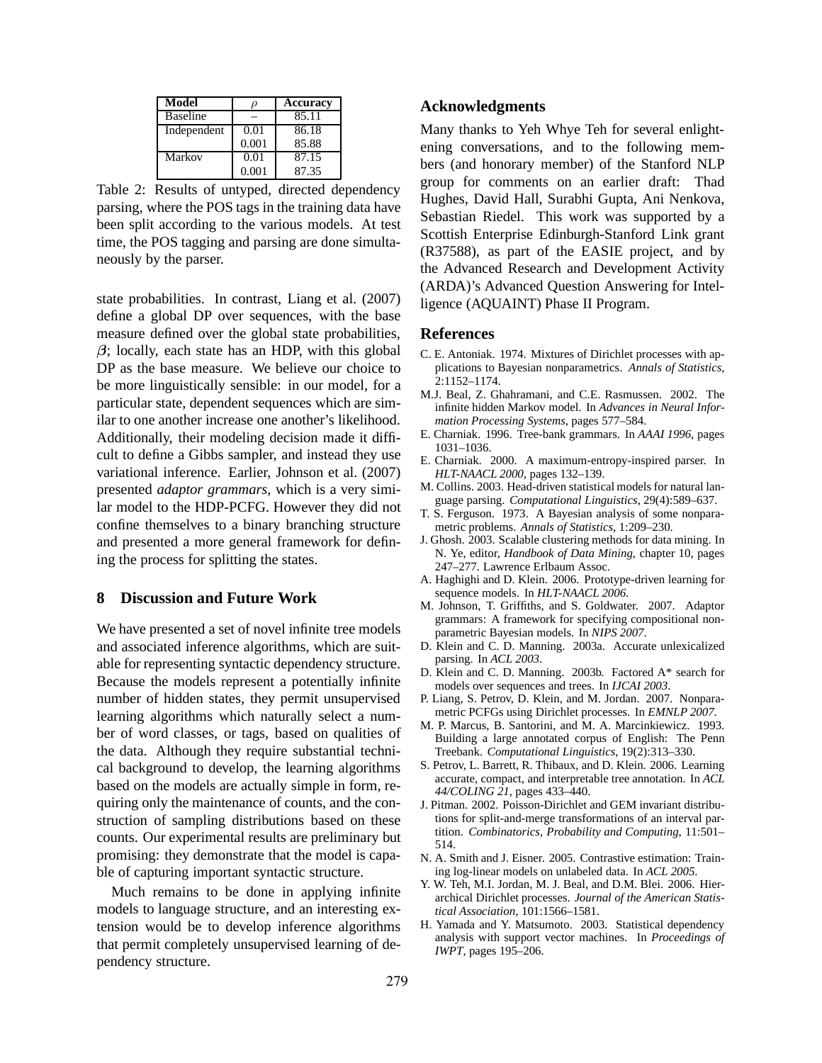| Model | $\rho$ | Accuracy |
|---|---|---|
| Baseline | – | 85.11 |
| Independent | 0.01 | 86.18 |
| | 0.001 | 85.88 |
| Markov | 0.01 | 87.15 |
| | 0.001 | 87.35 |

Table 2: Results of untyped, directed dependency parsing, where the POS tags in the training data have been split according to the various models. At test time, the POS tagging and parsing are done simultaneously by the parser.

state probabilities. In contrast, Liang et al. (2007) define a global DP over sequences, with the base measure defined over the global state probabilities, $\boldsymbol{\beta}$; locally, each state has an HDP, with this global DP as the base measure. We believe our choice to be more linguistically sensible: in our model, for a particular state, dependent sequences which are similar to one another increase one another's likelihood. Additionally, their modeling decision made it difficult to define a Gibbs sampler, and instead they use variational inference. Earlier, Johnson et al. (2007) presented *adaptor grammars*, which is a very similar model to the HDP-PCFG. However they did not confine themselves to a binary branching structure and presented a more general framework for defining the process for splitting the states.

## 8 Discussion and Future Work

We have presented a set of novel infinite tree models and associated inference algorithms, which are suitable for representing syntactic dependency structure. Because the models represent a potentially infinite number of hidden states, they permit unsupervised learning algorithms which naturally select a number of word classes, or tags, based on qualities of the data. Although they require substantial technical background to develop, the learning algorithms based on the models are actually simple in form, requiring only the maintenance of counts, and the construction of sampling distributions based on these counts. Our experimental results are preliminary but promising: they demonstrate that the model is capable of capturing important syntactic structure.

Much remains to be done in applying infinite models to language structure, and an interesting extension would be to develop inference algorithms that permit completely unsupervised learning of dependency structure.

## Acknowledgments

Many thanks to Yeh Whye Teh for several enlightening conversations, and to the following members (and honorary member) of the Stanford NLP group for comments on an earlier draft: Thad Hughes, David Hall, Surabhi Gupta, Ani Nenkova, Sebastian Riedel. This work was supported by a Scottish Enterprise Edinburgh-Stanford Link grant (R37588), as part of the EASIE project, and by the Advanced Research and Development Activity (ARDA)'s Advanced Question Answering for Intelligence (AQUAINT) Phase II Program.

## References

C. E. Antoniak. 1974. Mixtures of Dirichlet processes with applications to Bayesian nonparametrics. *Annals of Statistics*, 2:1152–1174.

M.J. Beal, Z. Ghahramani, and C.E. Rasmussen. 2002. The infinite hidden Markov model. In *Advances in Neural Information Processing Systems*, pages 577–584.

E. Charniak. 1996. Tree-bank grammars. In *AAAI 1996*, pages 1031–1036.

E. Charniak. 2000. A maximum-entropy-inspired parser. In *HLT-NAACL 2000*, pages 132–139.

M. Collins. 2003. Head-driven statistical models for natural language parsing. *Computational Linguistics*, 29(4):589–637.

T. S. Ferguson. 1973. A Bayesian analysis of some nonparametric problems. *Annals of Statistics*, 1:209–230.

J. Ghosh. 2003. Scalable clustering methods for data mining. In N. Ye, editor, *Handbook of Data Mining*, chapter 10, pages 247–277. Lawrence Erlbaum Assoc.

A. Haghighi and D. Klein. 2006. Prototype-driven learning for sequence models. In *HLT-NAACL 2006*.

M. Johnson, T. Griffiths, and S. Goldwater. 2007. Adaptor grammars: A framework for specifying compositional nonparametric Bayesian models. In *NIPS 2007*.

D. Klein and C. D. Manning. 2003a. Accurate unlexicalized parsing. In *ACL 2003*.

D. Klein and C. D. Manning. 2003b. Factored A* search for models over sequences and trees. In *IJCAI 2003*.

P. Liang, S. Petrov, D. Klein, and M. Jordan. 2007. Nonparametric PCFGs using Dirichlet processes. In *EMNLP 2007*.

M. P. Marcus, B. Santorini, and M. A. Marcinkiewicz. 1993. Building a large annotated corpus of English: The Penn Treebank. *Computational Linguistics*, 19(2):313–330.

S. Petrov, L. Barrett, R. Thibaux, and D. Klein. 2006. Learning accurate, compact, and interpretable tree annotation. In *ACL 44/COLING 21*, pages 433–440.

J. Pitman. 2002. Poisson-Dirichlet and GEM invariant distributions for split-and-merge transformations of an interval partition. *Combinatorics, Probability and Computing*, 11:501–514.

N. A. Smith and J. Eisner. 2005. Contrastive estimation: Training log-linear models on unlabeled data. In *ACL 2005*.

Y. W. Teh, M.I. Jordan, M. J. Beal, and D.M. Blei. 2006. Hierarchical Dirichlet processes. *Journal of the American Statistical Association*, 101:1566–1581.

H. Yamada and Y. Matsumoto. 2003. Statistical dependency analysis with support vector machines. In *Proceedings of IWPT*, pages 195–206.